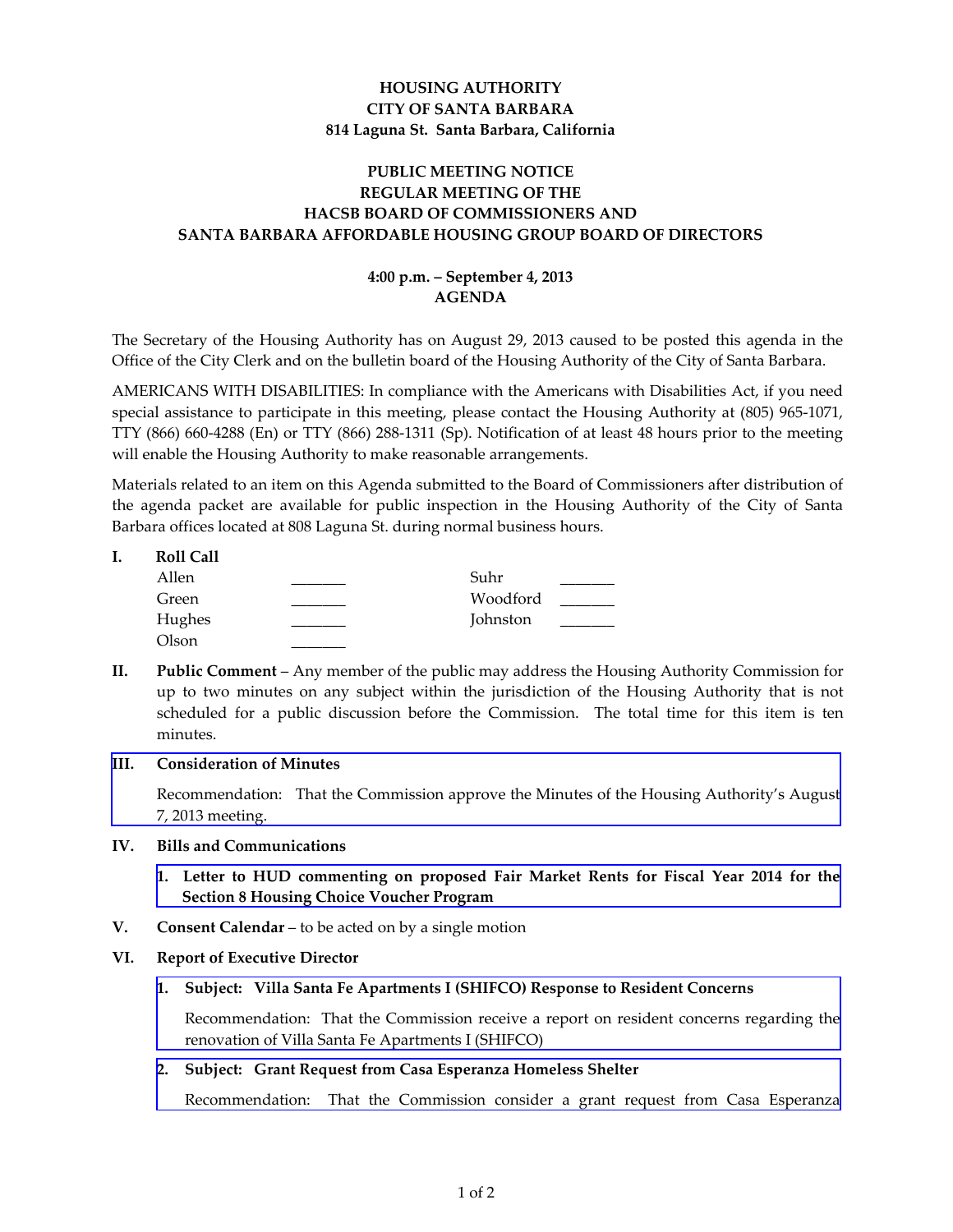**HOUSING AUTHORITY**
**CITY OF SANTA BARBARA**
**814 Laguna St. Santa Barbara, California**

**PUBLIC MEETING NOTICE**
**REGULAR MEETING OF THE**
**HACSB BOARD OF COMMISSIONERS AND**
**SANTA BARBARA AFFORDABLE HOUSING GROUP BOARD OF DIRECTORS**

**4:00 p.m. – September 4, 2013**
**AGENDA**

The Secretary of the Housing Authority has on August 29, 2013 caused to be posted this agenda in the Office of the City Clerk and on the bulletin board of the Housing Authority of the City of Santa Barbara.

AMERICANS WITH DISABILITIES: In compliance with the Americans with Disabilities Act, if you need special assistance to participate in this meeting, please contact the Housing Authority at (805) 965-1071, TTY (866) 660-4288 (En) or TTY (866) 288-1311 (Sp). Notification of at least 48 hours prior to the meeting will enable the Housing Authority to make reasonable arrangements.

Materials related to an item on this Agenda submitted to the Board of Commissioners after distribution of the agenda packet are available for public inspection in the Housing Authority of the City of Santa Barbara offices located at 808 Laguna St. during normal business hours.

**I. Roll Call**

| | | | |
|---|---|---|---|
| Allen | _______ | Suhr | _______ |
| Green | _______ | Woodford | _______ |
| Hughes | _______ | Johnston | _______ |
| Olson | _______ | | |

**II. Public Comment** – Any member of the public may address the Housing Authority Commission for up to two minutes on any subject within the jurisdiction of the Housing Authority that is not scheduled for a public discussion before the Commission. The total time for this item is ten minutes.

**III. Consideration of Minutes**

Recommendation: That the Commission approve the Minutes of the Housing Authority's August 7, 2013 meeting.

**IV. Bills and Communications**

**1. Letter to HUD commenting on proposed Fair Market Rents for Fiscal Year 2014 for the Section 8 Housing Choice Voucher Program**

**V. Consent Calendar** – to be acted on by a single motion

**VI. Report of Executive Director**

**1. Subject: Villa Santa Fe Apartments I (SHIFCO) Response to Resident Concerns**

Recommendation: That the Commission receive a report on resident concerns regarding the renovation of Villa Santa Fe Apartments I (SHIFCO)

**2. Subject: Grant Request from Casa Esperanza Homeless Shelter**

Recommendation: That the Commission consider a grant request from Casa Esperanza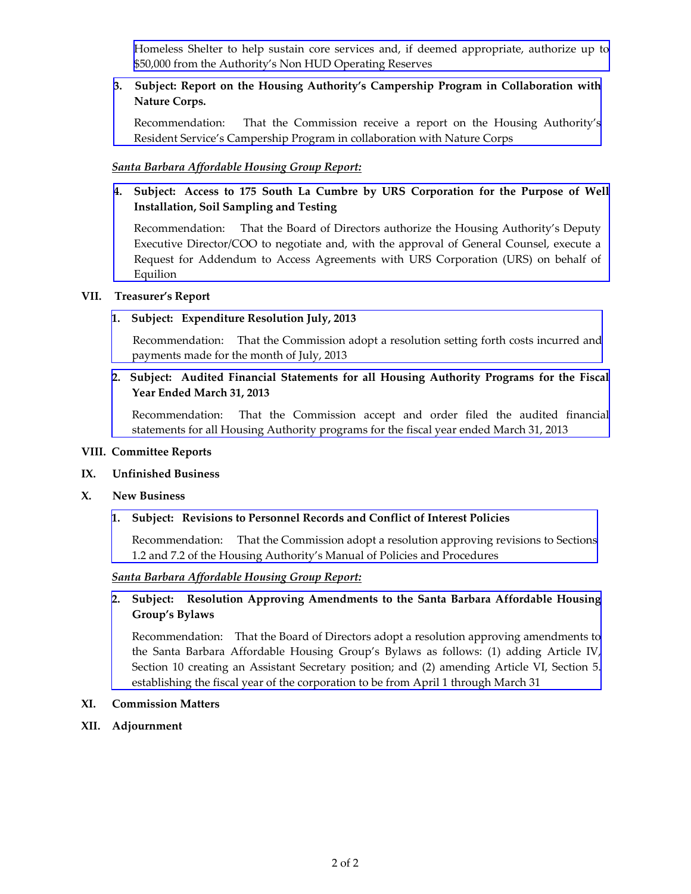Homeless Shelter to help sustain core services and, if deemed appropriate, authorize up to $50,000 from the Authority's Non HUD Operating Reserves

3. **Subject: Report on the Housing Authority's Campership Program in Collaboration with Nature Corps.**

   Recommendation: That the Commission receive a report on the Housing Authority's Resident Service's Campership Program in collaboration with Nature Corps

***Santa Barbara Affordable Housing Group Report:***

4. **Subject: Access to 175 South La Cumbre by URS Corporation for the Purpose of Well Installation, Soil Sampling and Testing**

   Recommendation: That the Board of Directors authorize the Housing Authority's Deputy Executive Director/COO to negotiate and, with the approval of General Counsel, execute a Request for Addendum to Access Agreements with URS Corporation (URS) on behalf of Equilion

**VII. Treasurer's Report**

1. **Subject: Expenditure Resolution July, 2013**

   Recommendation: That the Commission adopt a resolution setting forth costs incurred and payments made for the month of July, 2013

2. **Subject: Audited Financial Statements for all Housing Authority Programs for the Fiscal Year Ended March 31, 2013**

   Recommendation: That the Commission accept and order filed the audited financial statements for all Housing Authority programs for the fiscal year ended March 31, 2013

**VIII. Committee Reports**

**IX. Unfinished Business**

**X. New Business**

1. **Subject: Revisions to Personnel Records and Conflict of Interest Policies**

   Recommendation: That the Commission adopt a resolution approving revisions to Sections 1.2 and 7.2 of the Housing Authority's Manual of Policies and Procedures

***Santa Barbara Affordable Housing Group Report:***

2. **Subject: Resolution Approving Amendments to the Santa Barbara Affordable Housing Group's Bylaws**

   Recommendation: That the Board of Directors adopt a resolution approving amendments to the Santa Barbara Affordable Housing Group's Bylaws as follows: (1) adding Article IV, Section 10 creating an Assistant Secretary position; and (2) amending Article VI, Section 5. establishing the fiscal year of the corporation to be from April 1 through March 31

**XI. Commission Matters**

**XII. Adjournment**